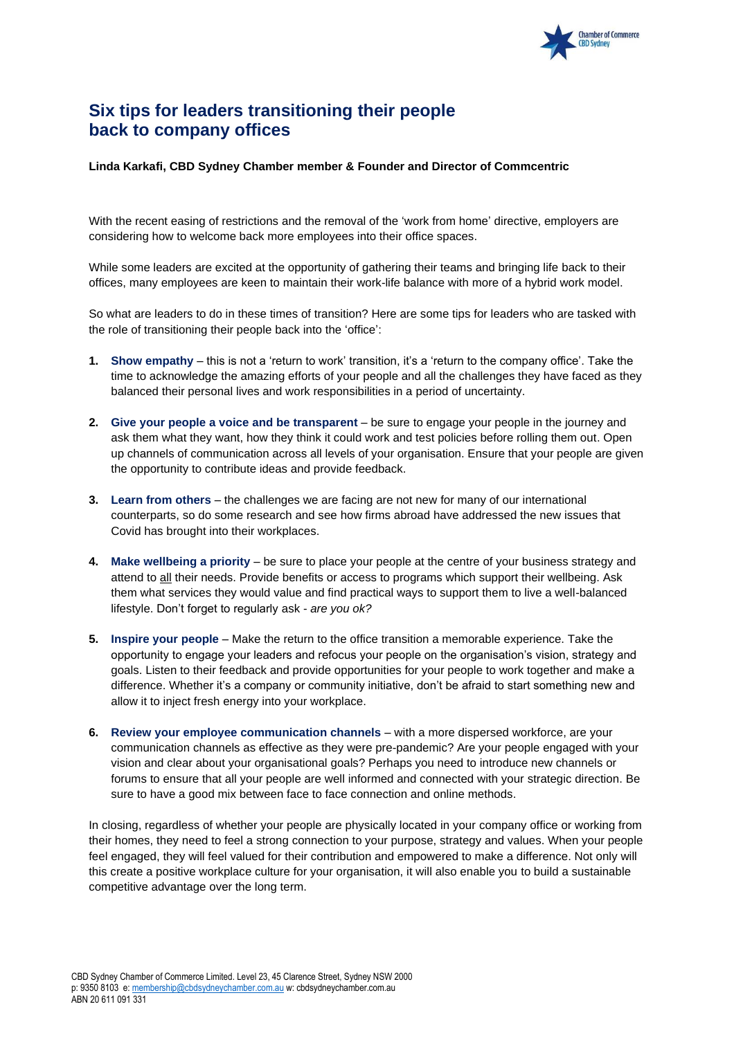# Six tips for leaders transitioning their people back to company offices

**Linda Karkafi, CBD Sydney Chamber member & Founder and Director of Commcentric**

With the recent easing of restrictions and the removal of the 'work from home' directive, employers are considering how to welcome back more employees into their office spaces.

While some leaders are excited at the opportunity of gathering their teams and bringing life back to their offices, many employees are keen to maintain their work-life balance with more of a hybrid work model.

So what are leaders to do in these times of transition? Here are some tips for leaders who are tasked with the role of transitioning their people back into the 'office':

1. **Show empathy** – this is not a 'return to work' transition, it's a 'return to the company office'. Take the time to acknowledge the amazing efforts of your people and all the challenges they have faced as they balanced their personal lives and work responsibilities in a period of uncertainty.

2. **Give your people a voice and be transparent** – be sure to engage your people in the journey and ask them what they want, how they think it could work and test policies before rolling them out. Open up channels of communication across all levels of your organisation. Ensure that your people are given the opportunity to contribute ideas and provide feedback.

3. **Learn from others** – the challenges we are facing are not new for many of our international counterparts, so do some research and see how firms abroad have addressed the new issues that Covid has brought into their workplaces.

4. **Make wellbeing a priority** – be sure to place your people at the centre of your business strategy and attend to <u>all</u> their needs. Provide benefits or access to programs which support their wellbeing. Ask them what services they would value and find practical ways to support them to live a well-balanced lifestyle. Don't forget to regularly ask - *are you ok?*

5. **Inspire your people** – Make the return to the office transition a memorable experience. Take the opportunity to engage your leaders and refocus your people on the organisation's vision, strategy and goals. Listen to their feedback and provide opportunities for your people to work together and make a difference. Whether it's a company or community initiative, don't be afraid to start something new and allow it to inject fresh energy into your workplace.

6. **Review your employee communication channels** – with a more dispersed workforce, are your communication channels as effective as they were pre-pandemic? Are your people engaged with your vision and clear about your organisational goals? Perhaps you need to introduce new channels or forums to ensure that all your people are well informed and connected with your strategic direction. Be sure to have a good mix between face to face connection and online methods.

In closing, regardless of whether your people are physically located in your company office or working from their homes, they need to feel a strong connection to your purpose, strategy and values. When your people feel engaged, they will feel valued for their contribution and empowered to make a difference. Not only will this create a positive workplace culture for your organisation, it will also enable you to build a sustainable competitive advantage over the long term.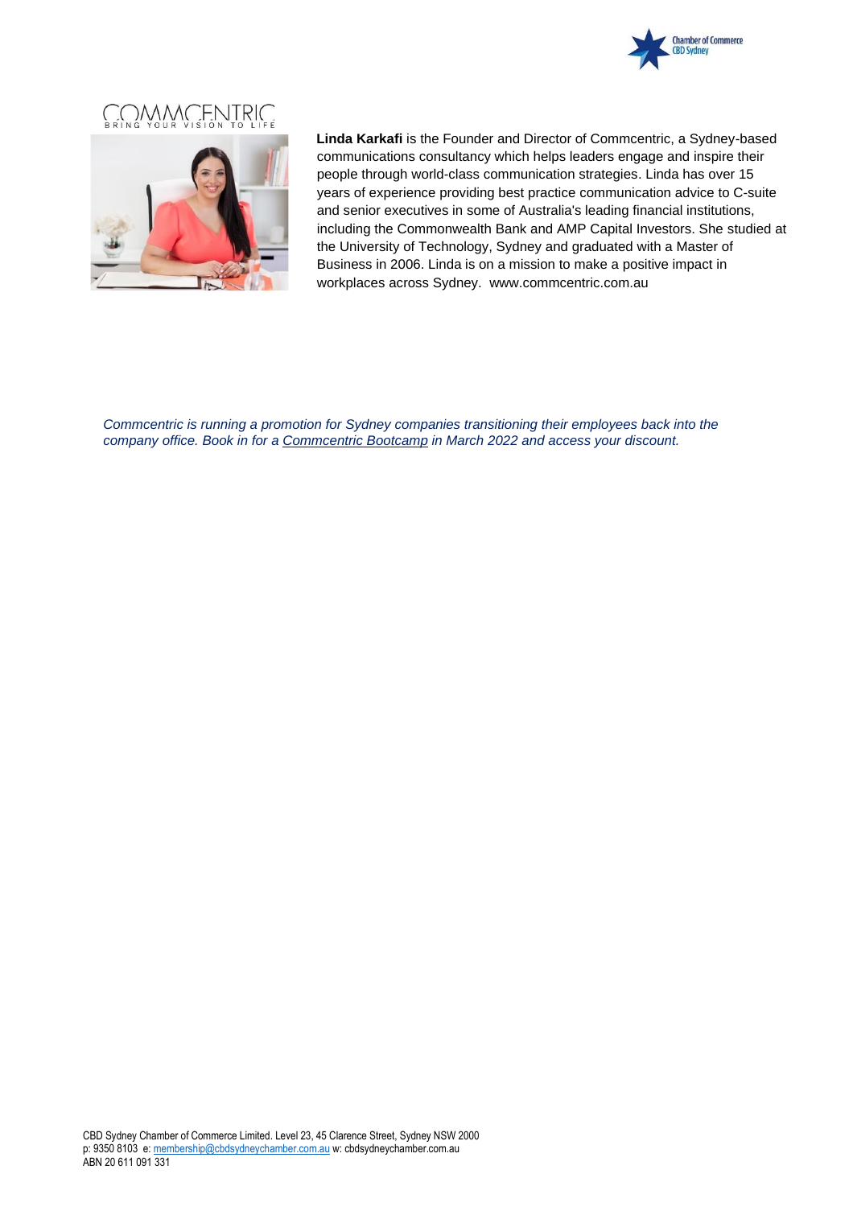COMMCENTRIC
BRING YOUR VISION TO LIFE

**Linda Karkafi** is the Founder and Director of Commcentric, a Sydney-based communications consultancy which helps leaders engage and inspire their people through world-class communication strategies. Linda has over 15 years of experience providing best practice communication advice to C-suite and senior executives in some of Australia's leading financial institutions, including the Commonwealth Bank and AMP Capital Investors. She studied at the University of Technology, Sydney and graduated with a Master of Business in 2006. Linda is on a mission to make a positive impact in workplaces across Sydney. www.commcentric.com.au

*Commcentric is running a promotion for Sydney companies transitioning their employees back into the company office. Book in for a Commcentric Bootcamp in March 2022 and access your discount.*

CBD Sydney Chamber of Commerce Limited. Level 23, 45 Clarence Street, Sydney NSW 2000
p: 9350 8103 e: membership@cbdsydneychamber.com.au w: cbdsydneychamber.com.au
ABN 20 611 091 331